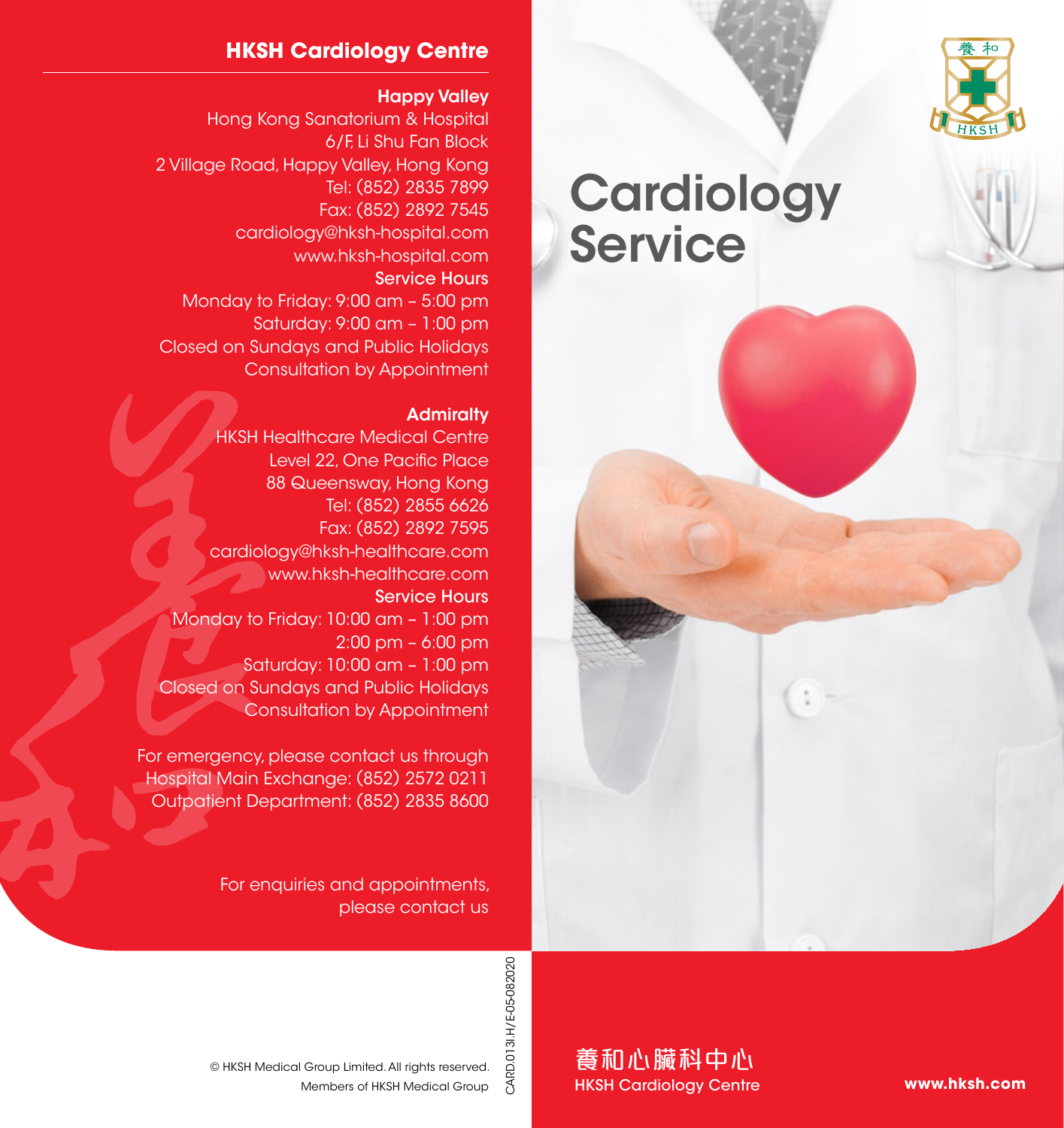## HKSH Cardiology Centre

**Happy Valley**

Hong Kong Sanatorium & Hospital
6/F, Li Shu Fan Block
2 Village Road, Happy Valley, Hong Kong
Tel: (852) 2835 7899
Fax: (852) 2892 7545
cardiology@hksh-hospital.com
www.hksh-hospital.com

**Service Hours**

Monday to Friday: 9:00 am – 5:00 pm
Saturday: 9:00 am – 1:00 pm
Closed on Sundays and Public Holidays
Consultation by Appointment

**Admiralty**

HKSH Healthcare Medical Centre
Level 22, One Pacific Place
88 Queensway, Hong Kong
Tel: (852) 2855 6626
Fax: (852) 2892 7595
cardiology@hksh-healthcare.com
www.hksh-healthcare.com

**Service Hours**

Monday to Friday: 10:00 am – 1:00 pm
2:00 pm – 6:00 pm
Saturday: 10:00 am – 1:00 pm
Closed on Sundays and Public Holidays
Consultation by Appointment

For emergency, please contact us through
Hospital Main Exchange: (852) 2572 0211
Outpatient Department: (852) 2835 8600

For enquiries and appointments,
please contact us

© HKSH Medical Group Limited. All rights reserved.
Members of HKSH Medical Group

CARD.013I.H/E-05-082020

# Cardiology Service

養和心臟科中心
HKSH Cardiology Centre

**www.hksh.com**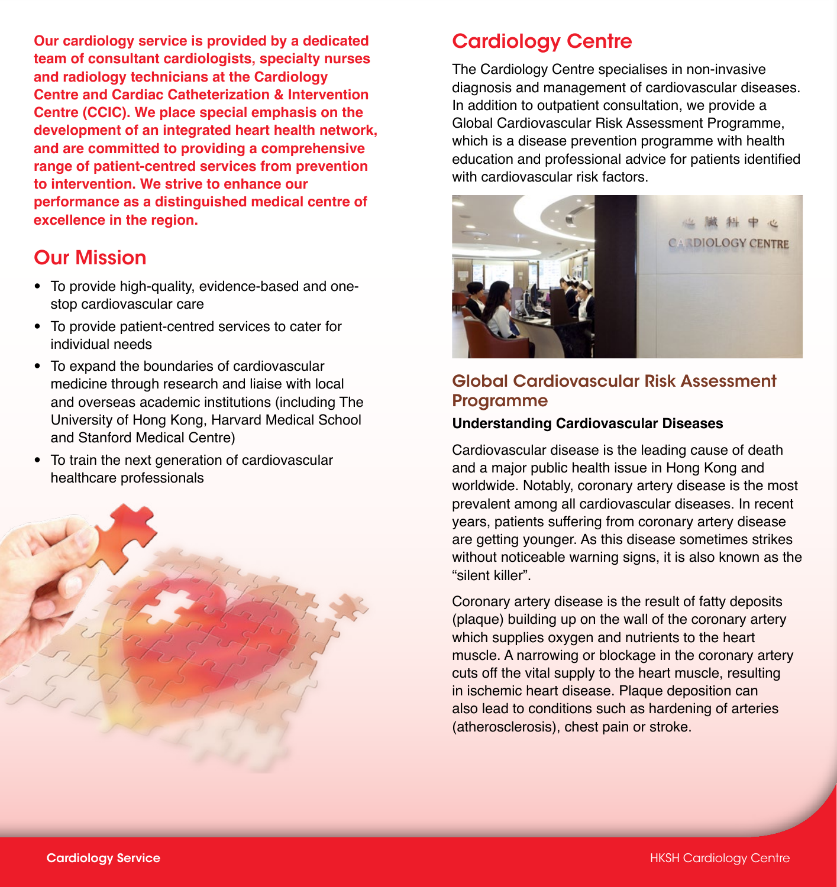**Our cardiology service is provided by a dedicated team of consultant cardiologists, specialty nurses and radiology technicians at the Cardiology Centre and Cardiac Catheterization & Intervention Centre (CCIC). We place special emphasis on the development of an integrated heart health network, and are committed to providing a comprehensive range of patient-centred services from prevention to intervention. We strive to enhance our performance as a distinguished medical centre of excellence in the region.**

## Our Mission

- To provide high-quality, evidence-based and one-stop cardiovascular care
- To provide patient-centred services to cater for individual needs
- To expand the boundaries of cardiovascular medicine through research and liaise with local and overseas academic institutions (including The University of Hong Kong, Harvard Medical School and Stanford Medical Centre)
- To train the next generation of cardiovascular healthcare professionals

## Cardiology Centre

The Cardiology Centre specialises in non-invasive diagnosis and management of cardiovascular diseases. In addition to outpatient consultation, we provide a Global Cardiovascular Risk Assessment Programme, which is a disease prevention programme with health education and professional advice for patients identified with cardiovascular risk factors.

### Global Cardiovascular Risk Assessment Programme

**Understanding Cardiovascular Diseases**

Cardiovascular disease is the leading cause of death and a major public health issue in Hong Kong and worldwide. Notably, coronary artery disease is the most prevalent among all cardiovascular diseases. In recent years, patients suffering from coronary artery disease are getting younger. As this disease sometimes strikes without noticeable warning signs, it is also known as the "silent killer".

Coronary artery disease is the result of fatty deposits (plaque) building up on the wall of the coronary artery which supplies oxygen and nutrients to the heart muscle. A narrowing or blockage in the coronary artery cuts off the vital supply to the heart muscle, resulting in ischemic heart disease. Plaque deposition can also lead to conditions such as hardening of arteries (atherosclerosis), chest pain or stroke.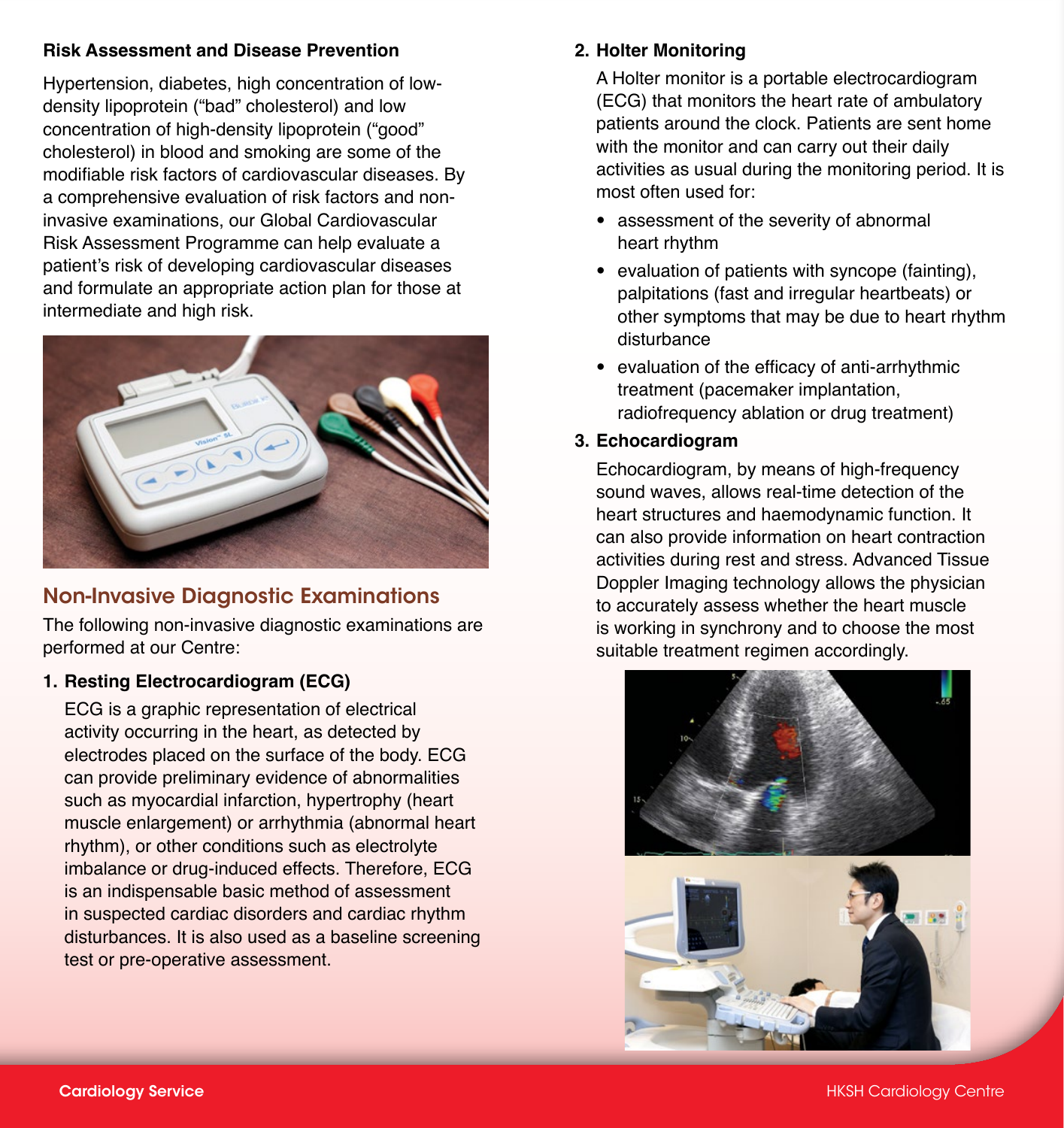**Risk Assessment and Disease Prevention**

Hypertension, diabetes, high concentration of low-density lipoprotein ("bad" cholesterol) and low concentration of high-density lipoprotein ("good" cholesterol) in blood and smoking are some of the modifiable risk factors of cardiovascular diseases. By a comprehensive evaluation of risk factors and non-invasive examinations, our Global Cardiovascular Risk Assessment Programme can help evaluate a patient's risk of developing cardiovascular diseases and formulate an appropriate action plan for those at intermediate and high risk.

## Non-Invasive Diagnostic Examinations

The following non-invasive diagnostic examinations are performed at our Centre:

1. **Resting Electrocardiogram (ECG)**

   ECG is a graphic representation of electrical activity occurring in the heart, as detected by electrodes placed on the surface of the body. ECG can provide preliminary evidence of abnormalities such as myocardial infarction, hypertrophy (heart muscle enlargement) or arrhythmia (abnormal heart rhythm), or other conditions such as electrolyte imbalance or drug-induced effects. Therefore, ECG is an indispensable basic method of assessment in suspected cardiac disorders and cardiac rhythm disturbances. It is also used as a baseline screening test or pre-operative assessment.

2. **Holter Monitoring**

   A Holter monitor is a portable electrocardiogram (ECG) that monitors the heart rate of ambulatory patients around the clock. Patients are sent home with the monitor and can carry out their daily activities as usual during the monitoring period. It is most often used for:

   - assessment of the severity of abnormal heart rhythm
   - evaluation of patients with syncope (fainting), palpitations (fast and irregular heartbeats) or other symptoms that may be due to heart rhythm disturbance
   - evaluation of the efficacy of anti-arrhythmic treatment (pacemaker implantation, radiofrequency ablation or drug treatment)

3. **Echocardiogram**

   Echocardiogram, by means of high-frequency sound waves, allows real-time detection of the heart structures and haemodynamic function. It can also provide information on heart contraction activities during rest and stress. Advanced Tissue Doppler Imaging technology allows the physician to accurately assess whether the heart muscle is working in synchrony and to choose the most suitable treatment regimen accordingly.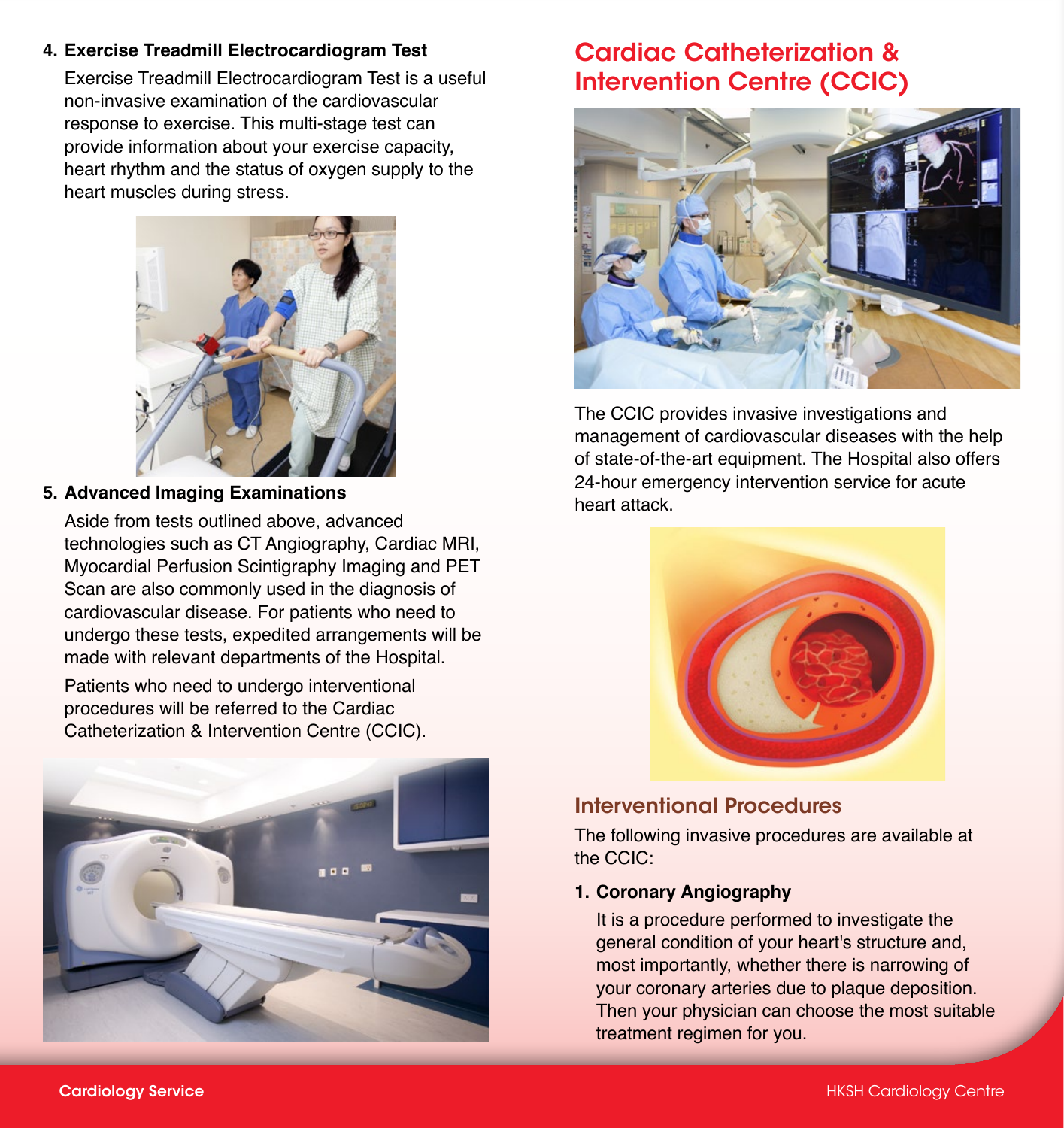4. **Exercise Treadmill Electrocardiogram Test**

   Exercise Treadmill Electrocardiogram Test is a useful non-invasive examination of the cardiovascular response to exercise. This multi-stage test can provide information about your exercise capacity, heart rhythm and the status of oxygen supply to the heart muscles during stress.

5. **Advanced Imaging Examinations**

   Aside from tests outlined above, advanced technologies such as CT Angiography, Cardiac MRI, Myocardial Perfusion Scintigraphy Imaging and PET Scan are also commonly used in the diagnosis of cardiovascular disease. For patients who need to undergo these tests, expedited arrangements will be made with relevant departments of the Hospital.

   Patients who need to undergo interventional procedures will be referred to the Cardiac Catheterization & Intervention Centre (CCIC).

# Cardiac Catheterization & Intervention Centre (CCIC)

The CCIC provides invasive investigations and management of cardiovascular diseases with the help of state-of-the-art equipment. The Hospital also offers 24-hour emergency intervention service for acute heart attack.

## Interventional Procedures

The following invasive procedures are available at the CCIC:

1. **Coronary Angiography**

   It is a procedure performed to investigate the general condition of your heart's structure and, most importantly, whether there is narrowing of your coronary arteries due to plaque deposition. Then your physician can choose the most suitable treatment regimen for you.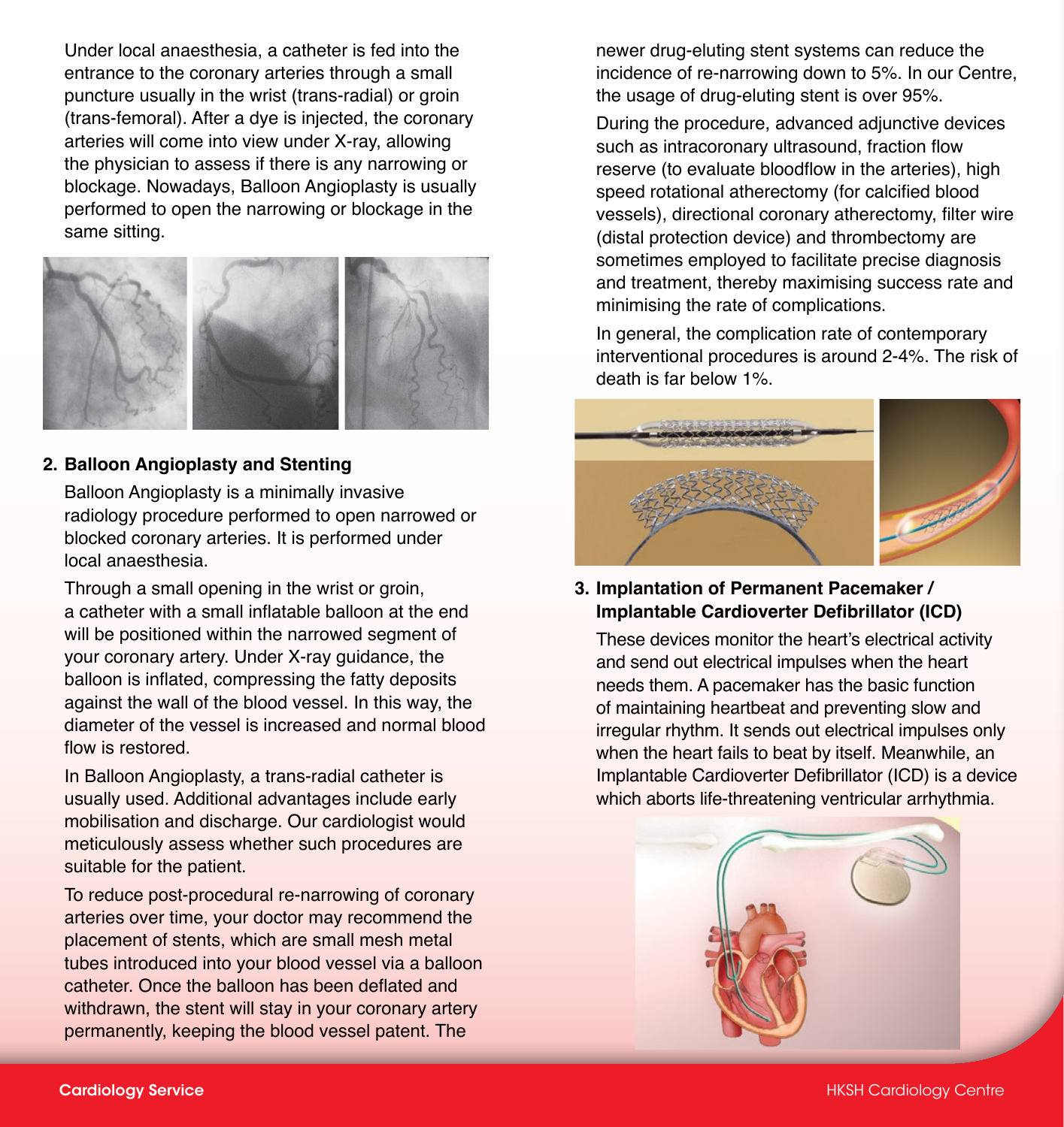Under local anaesthesia, a catheter is fed into the entrance to the coronary arteries through a small puncture usually in the wrist (trans-radial) or groin (trans-femoral). After a dye is injected, the coronary arteries will come into view under X-ray, allowing the physician to assess if there is any narrowing or blockage. Nowadays, Balloon Angioplasty is usually performed to open the narrowing or blockage in the same sitting.

**2. Balloon Angioplasty and Stenting**

Balloon Angioplasty is a minimally invasive radiology procedure performed to open narrowed or blocked coronary arteries. It is performed under local anaesthesia.

Through a small opening in the wrist or groin, a catheter with a small inflatable balloon at the end will be positioned within the narrowed segment of your coronary artery. Under X-ray guidance, the balloon is inflated, compressing the fatty deposits against the wall of the blood vessel. In this way, the diameter of the vessel is increased and normal blood flow is restored.

In Balloon Angioplasty, a trans-radial catheter is usually used. Additional advantages include early mobilisation and discharge. Our cardiologist would meticulously assess whether such procedures are suitable for the patient.

To reduce post-procedural re-narrowing of coronary arteries over time, your doctor may recommend the placement of stents, which are small mesh metal tubes introduced into your blood vessel via a balloon catheter. Once the balloon has been deflated and withdrawn, the stent will stay in your coronary artery permanently, keeping the blood vessel patent. The newer drug-eluting stent systems can reduce the incidence of re-narrowing down to 5%. In our Centre, the usage of drug-eluting stent is over 95%.

During the procedure, advanced adjunctive devices such as intracoronary ultrasound, fraction flow reserve (to evaluate bloodflow in the arteries), high speed rotational atherectomy (for calcified blood vessels), directional coronary atherectomy, filter wire (distal protection device) and thrombectomy are sometimes employed to facilitate precise diagnosis and treatment, thereby maximising success rate and minimising the rate of complications.

In general, the complication rate of contemporary interventional procedures is around 2-4%. The risk of death is far below 1%.

**3. Implantation of Permanent Pacemaker / Implantable Cardioverter Defibrillator (ICD)**

These devices monitor the heart's electrical activity and send out electrical impulses when the heart needs them. A pacemaker has the basic function of maintaining heartbeat and preventing slow and irregular rhythm. It sends out electrical impulses only when the heart fails to beat by itself. Meanwhile, an Implantable Cardioverter Defibrillator (ICD) is a device which aborts life-threatening ventricular arrhythmia.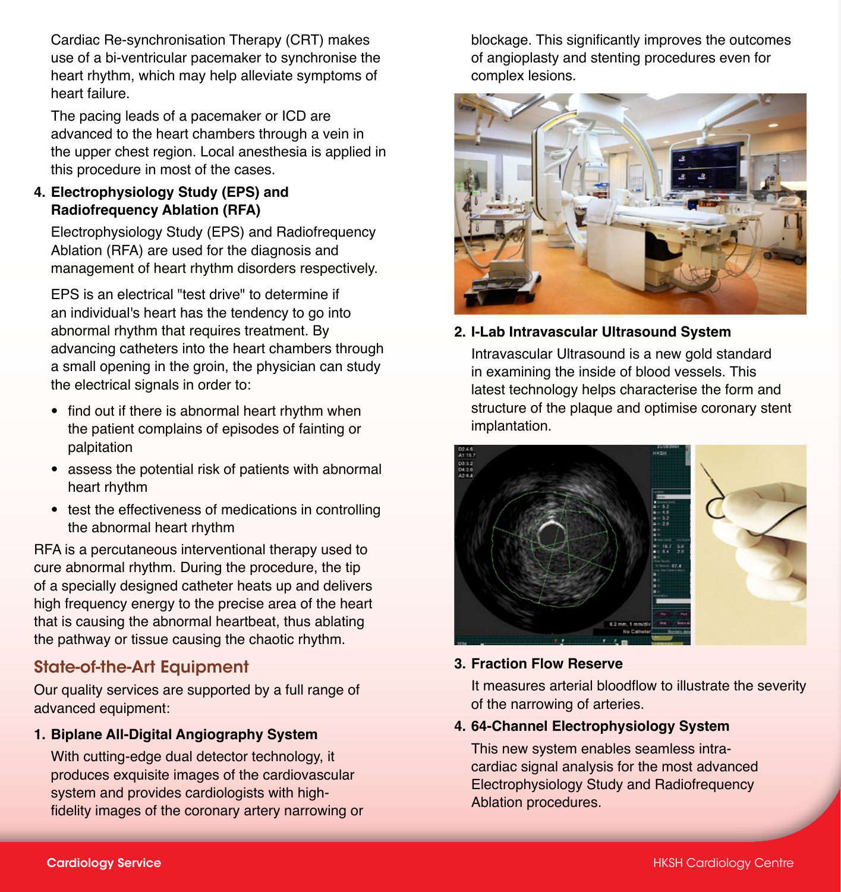Cardiac Re-synchronisation Therapy (CRT) makes use of a bi-ventricular pacemaker to synchronise the heart rhythm, which may help alleviate symptoms of heart failure.

The pacing leads of a pacemaker or ICD are advanced to the heart chambers through a vein in the upper chest region. Local anesthesia is applied in this procedure in most of the cases.

**4. Electrophysiology Study (EPS) and Radiofrequency Ablation (RFA)**

Electrophysiology Study (EPS) and Radiofrequency Ablation (RFA) are used for the diagnosis and management of heart rhythm disorders respectively.

EPS is an electrical "test drive" to determine if an individual's heart has the tendency to go into abnormal rhythm that requires treatment. By advancing catheters into the heart chambers through a small opening in the groin, the physician can study the electrical signals in order to:

- find out if there is abnormal heart rhythm when the patient complains of episodes of fainting or palpitation
- assess the potential risk of patients with abnormal heart rhythm
- test the effectiveness of medications in controlling the abnormal heart rhythm

RFA is a percutaneous interventional therapy used to cure abnormal rhythm. During the procedure, the tip of a specially designed catheter heats up and delivers high frequency energy to the precise area of the heart that is causing the abnormal heartbeat, thus ablating the pathway or tissue causing the chaotic rhythm.

## State-of-the-Art Equipment

Our quality services are supported by a full range of advanced equipment:

**1. Biplane All-Digital Angiography System**

With cutting-edge dual detector technology, it produces exquisite images of the cardiovascular system and provides cardiologists with high-fidelity images of the coronary artery narrowing or blockage. This significantly improves the outcomes of angioplasty and stenting procedures even for complex lesions.

**2. I-Lab Intravascular Ultrasound System**

Intravascular Ultrasound is a new gold standard in examining the inside of blood vessels. This latest technology helps characterise the form and structure of the plaque and optimise coronary stent implantation.

**3. Fraction Flow Reserve**

It measures arterial bloodflow to illustrate the severity of the narrowing of arteries.

**4. 64-Channel Electrophysiology System**

This new system enables seamless intra-cardiac signal analysis for the most advanced Electrophysiology Study and Radiofrequency Ablation procedures.